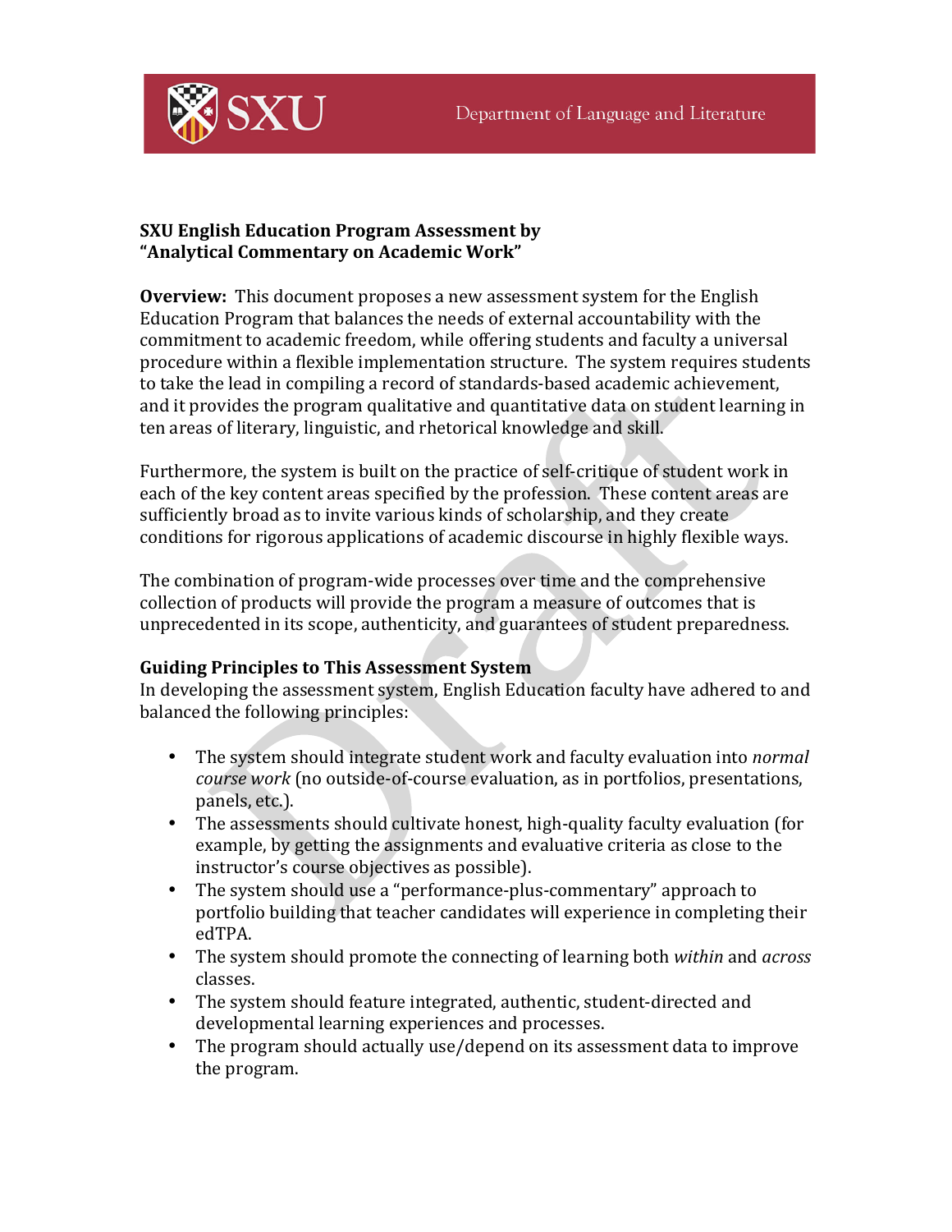SXU Department of Language and Literature

**SXU English Education Program Assessment by "Analytical Commentary on Academic Work"**

**Overview:** This document proposes a new assessment system for the English Education Program that balances the needs of external accountability with the commitment to academic freedom, while offering students and faculty a universal procedure within a flexible implementation structure. The system requires students to take the lead in compiling a record of standards-based academic achievement, and it provides the program qualitative and quantitative data on student learning in ten areas of literary, linguistic, and rhetorical knowledge and skill.

Furthermore, the system is built on the practice of self-critique of student work in each of the key content areas specified by the profession. These content areas are sufficiently broad as to invite various kinds of scholarship, and they create conditions for rigorous applications of academic discourse in highly flexible ways.

The combination of program-wide processes over time and the comprehensive collection of products will provide the program a measure of outcomes that is unprecedented in its scope, authenticity, and guarantees of student preparedness.

**Guiding Principles to This Assessment System**

In developing the assessment system, English Education faculty have adhered to and balanced the following principles:

- The system should integrate student work and faculty evaluation into *normal course work* (no outside-of-course evaluation, as in portfolios, presentations, panels, etc.).
- The assessments should cultivate honest, high-quality faculty evaluation (for example, by getting the assignments and evaluative criteria as close to the instructor's course objectives as possible).
- The system should use a "performance-plus-commentary" approach to portfolio building that teacher candidates will experience in completing their edTPA.
- The system should promote the connecting of learning both *within* and *across* classes.
- The system should feature integrated, authentic, student-directed and developmental learning experiences and processes.
- The program should actually use/depend on its assessment data to improve the program.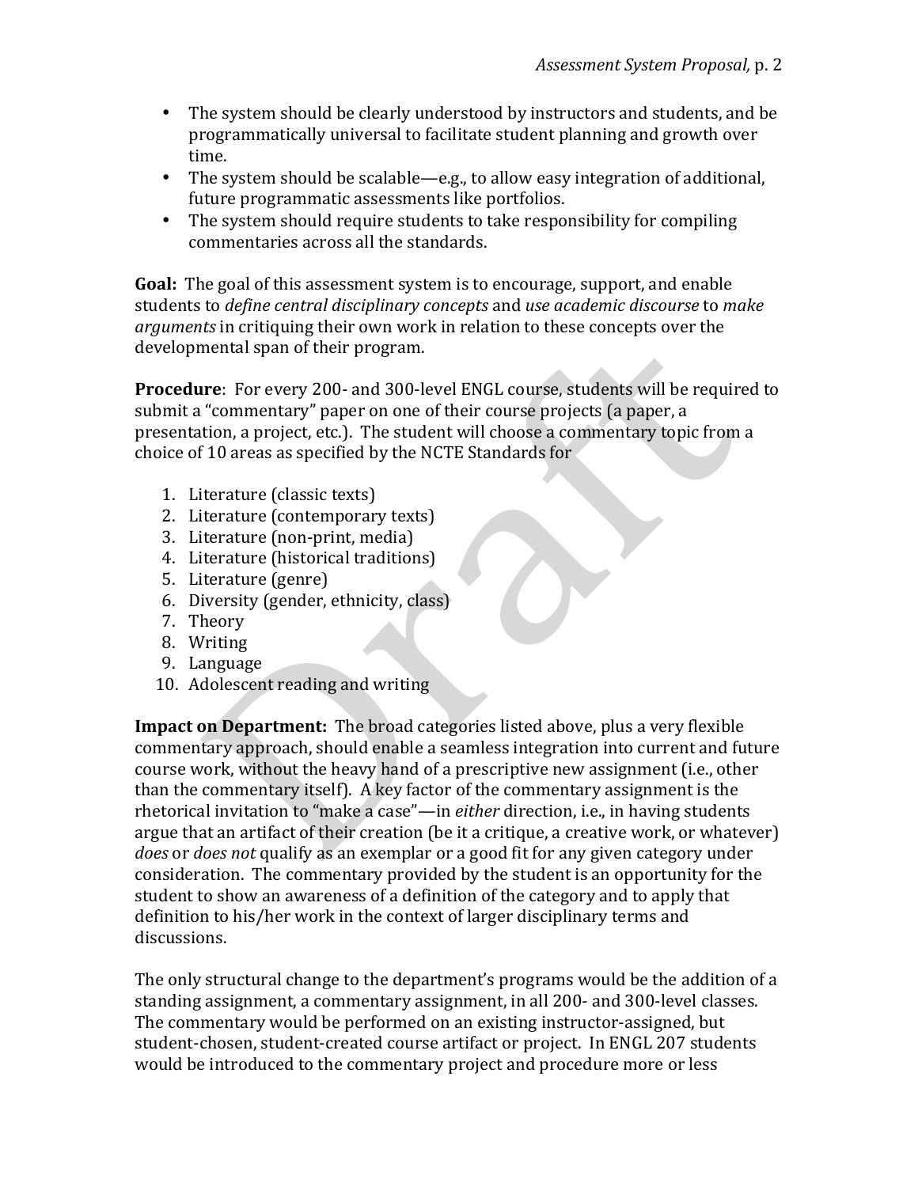- The system should be clearly understood by instructors and students, and be programmatically universal to facilitate student planning and growth over time.
- The system should be scalable—e.g., to allow easy integration of additional, future programmatic assessments like portfolios.
- The system should require students to take responsibility for compiling commentaries across all the standards.

**Goal:** The goal of this assessment system is to encourage, support, and enable students to *define central disciplinary concepts* and *use academic discourse* to *make arguments* in critiquing their own work in relation to these concepts over the developmental span of their program.

**Procedure**: For every 200- and 300-level ENGL course, students will be required to submit a "commentary" paper on one of their course projects (a paper, a presentation, a project, etc.). The student will choose a commentary topic from a choice of 10 areas as specified by the NCTE Standards for

1. Literature (classic texts)
2. Literature (contemporary texts)
3. Literature (non-print, media)
4. Literature (historical traditions)
5. Literature (genre)
6. Diversity (gender, ethnicity, class)
7. Theory
8. Writing
9. Language
10. Adolescent reading and writing

**Impact on Department:** The broad categories listed above, plus a very flexible commentary approach, should enable a seamless integration into current and future course work, without the heavy hand of a prescriptive new assignment (i.e., other than the commentary itself). A key factor of the commentary assignment is the rhetorical invitation to "make a case"—in *either* direction, i.e., in having students argue that an artifact of their creation (be it a critique, a creative work, or whatever) *does* or *does not* qualify as an exemplar or a good fit for any given category under consideration. The commentary provided by the student is an opportunity for the student to show an awareness of a definition of the category and to apply that definition to his/her work in the context of larger disciplinary terms and discussions.

The only structural change to the department's programs would be the addition of a standing assignment, a commentary assignment, in all 200- and 300-level classes. The commentary would be performed on an existing instructor-assigned, but student-chosen, student-created course artifact or project. In ENGL 207 students would be introduced to the commentary project and procedure more or less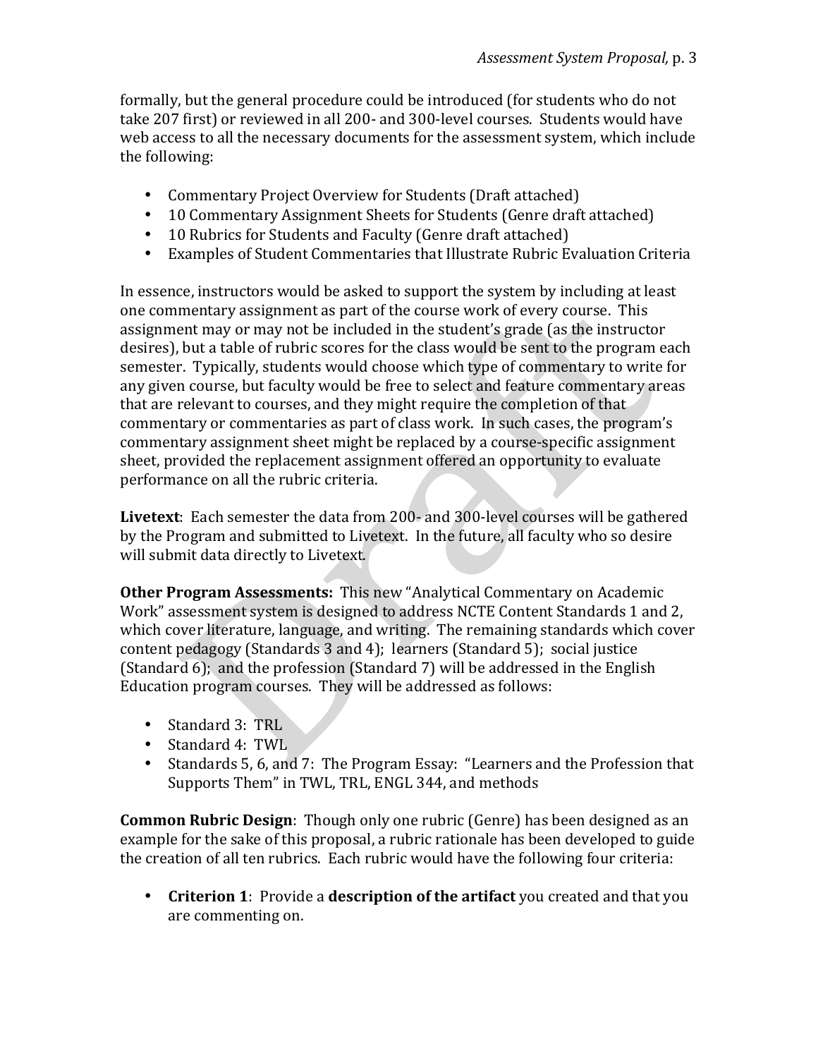formally, but the general procedure could be introduced (for students who do not take 207 first) or reviewed in all 200- and 300-level courses. Students would have web access to all the necessary documents for the assessment system, which include the following:

- Commentary Project Overview for Students (Draft attached)
- 10 Commentary Assignment Sheets for Students (Genre draft attached)
- 10 Rubrics for Students and Faculty (Genre draft attached)
- Examples of Student Commentaries that Illustrate Rubric Evaluation Criteria

In essence, instructors would be asked to support the system by including at least one commentary assignment as part of the course work of every course. This assignment may or may not be included in the student's grade (as the instructor desires), but a table of rubric scores for the class would be sent to the program each semester. Typically, students would choose which type of commentary to write for any given course, but faculty would be free to select and feature commentary areas that are relevant to courses, and they might require the completion of that commentary or commentaries as part of class work. In such cases, the program's commentary assignment sheet might be replaced by a course-specific assignment sheet, provided the replacement assignment offered an opportunity to evaluate performance on all the rubric criteria.

**Livetext**: Each semester the data from 200- and 300-level courses will be gathered by the Program and submitted to Livetext. In the future, all faculty who so desire will submit data directly to Livetext.

**Other Program Assessments:** This new "Analytical Commentary on Academic Work" assessment system is designed to address NCTE Content Standards 1 and 2, which cover literature, language, and writing. The remaining standards which cover content pedagogy (Standards 3 and 4); learners (Standard 5); social justice (Standard 6); and the profession (Standard 7) will be addressed in the English Education program courses. They will be addressed as follows:

- Standard 3: TRL
- Standard 4: TWL
- Standards 5, 6, and 7: The Program Essay: "Learners and the Profession that Supports Them" in TWL, TRL, ENGL 344, and methods

**Common Rubric Design**: Though only one rubric (Genre) has been designed as an example for the sake of this proposal, a rubric rationale has been developed to guide the creation of all ten rubrics. Each rubric would have the following four criteria:

- **Criterion 1**: Provide a **description of the artifact** you created and that you are commenting on.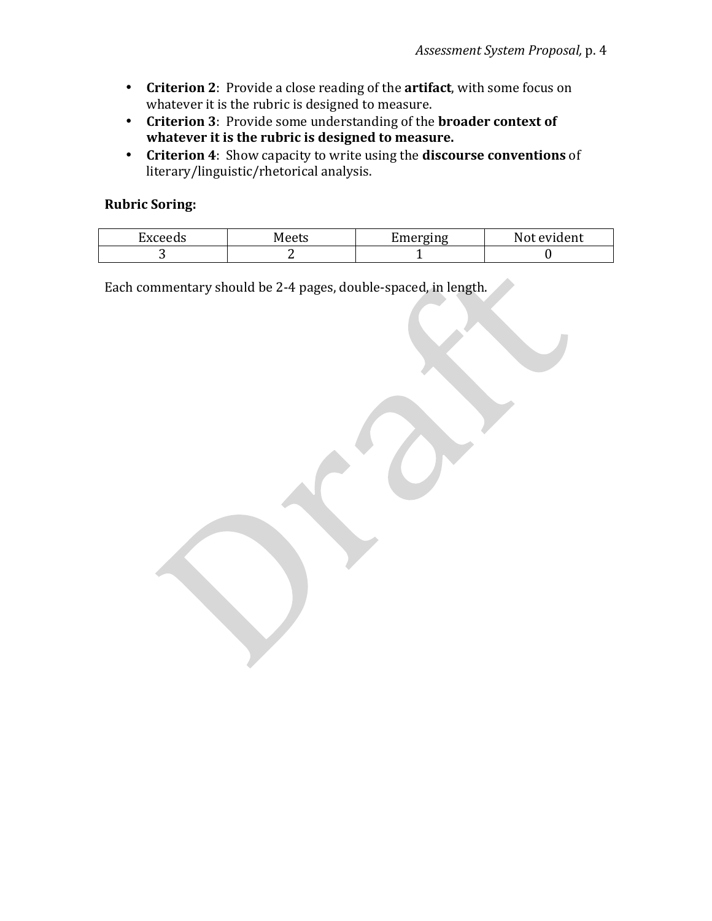- **Criterion 2**: Provide a close reading of the **artifact**, with some focus on whatever it is the rubric is designed to measure.
- **Criterion 3**: Provide some understanding of the **broader context of whatever it is the rubric is designed to measure.**
- **Criterion 4**: Show capacity to write using the **discourse conventions** of literary/linguistic/rhetorical analysis.

**Rubric Soring:**

| Exceeds | Meets | Emerging | Not evident |
|---|---|---|---|
| 3 | 2 | 1 | 0 |

Each commentary should be 2-4 pages, double-spaced, in length.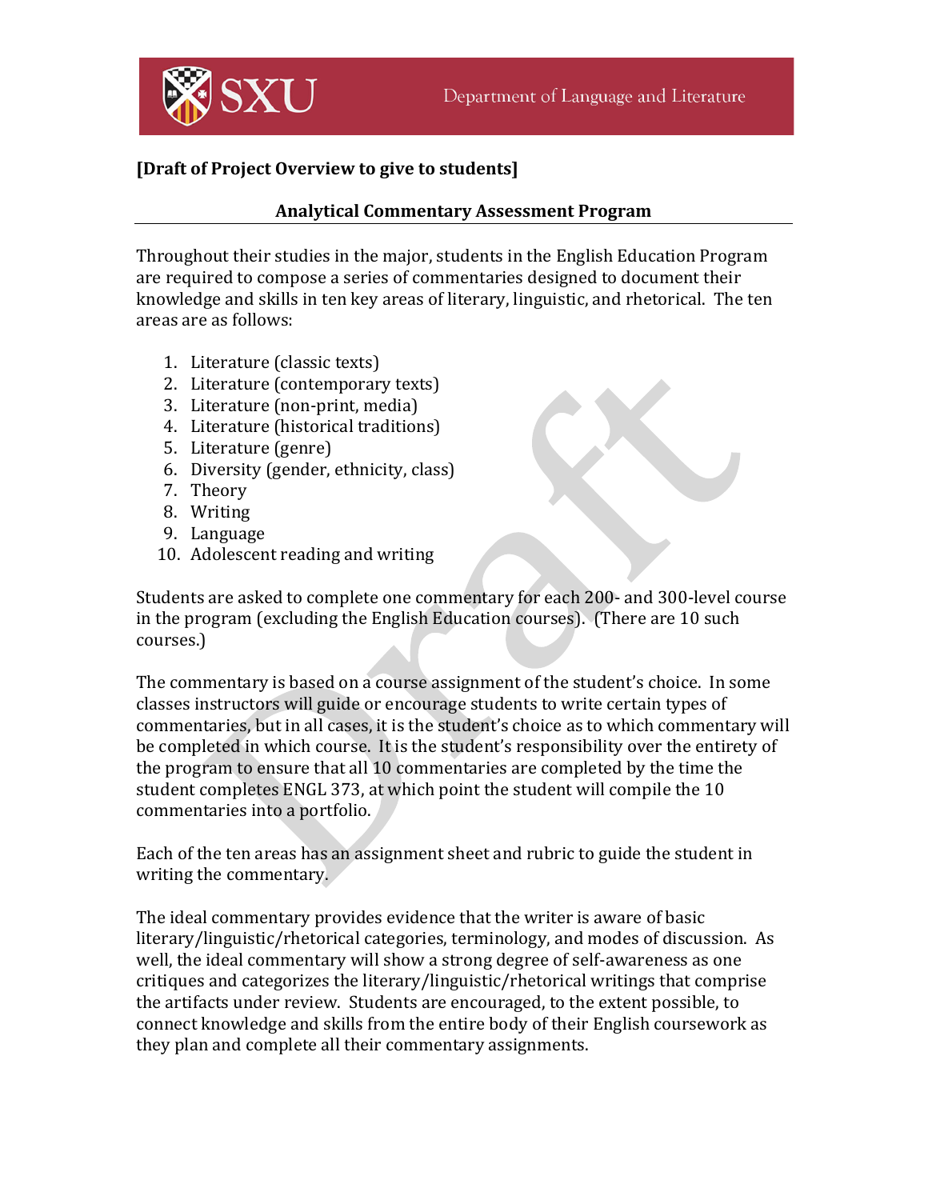**[Draft of Project Overview to give to students]**

## Analytical Commentary Assessment Program

Throughout their studies in the major, students in the English Education Program are required to compose a series of commentaries designed to document their knowledge and skills in ten key areas of literary, linguistic, and rhetorical. The ten areas are as follows:

1. Literature (classic texts)
2. Literature (contemporary texts)
3. Literature (non-print, media)
4. Literature (historical traditions)
5. Literature (genre)
6. Diversity (gender, ethnicity, class)
7. Theory
8. Writing
9. Language
10. Adolescent reading and writing

Students are asked to complete one commentary for each 200- and 300-level course in the program (excluding the English Education courses). (There are 10 such courses.)

The commentary is based on a course assignment of the student's choice. In some classes instructors will guide or encourage students to write certain types of commentaries, but in all cases, it is the student's choice as to which commentary will be completed in which course. It is the student's responsibility over the entirety of the program to ensure that all 10 commentaries are completed by the time the student completes ENGL 373, at which point the student will compile the 10 commentaries into a portfolio.

Each of the ten areas has an assignment sheet and rubric to guide the student in writing the commentary.

The ideal commentary provides evidence that the writer is aware of basic literary/linguistic/rhetorical categories, terminology, and modes of discussion. As well, the ideal commentary will show a strong degree of self-awareness as one critiques and categorizes the literary/linguistic/rhetorical writings that comprise the artifacts under review. Students are encouraged, to the extent possible, to connect knowledge and skills from the entire body of their English coursework as they plan and complete all their commentary assignments.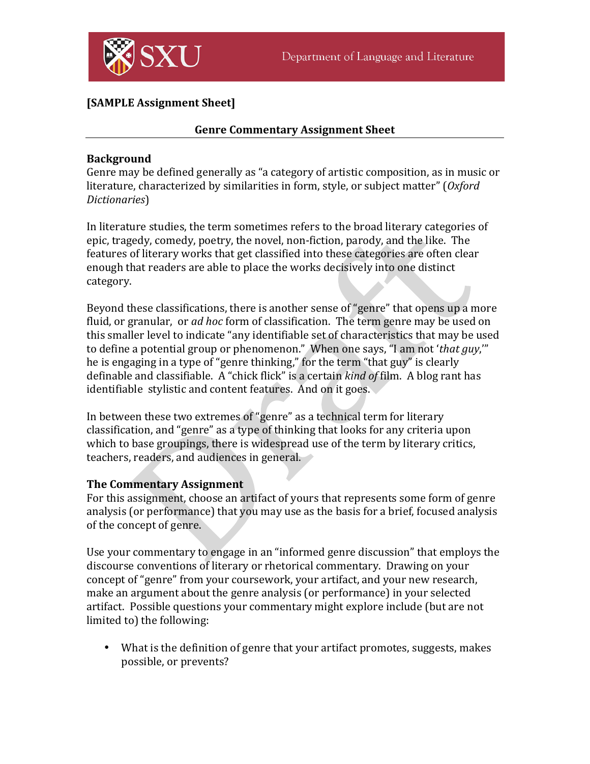**[SAMPLE Assignment Sheet]**

## Genre Commentary Assignment Sheet

### Background

Genre may be defined generally as "a category of artistic composition, as in music or literature, characterized by similarities in form, style, or subject matter" (*Oxford Dictionaries*)

In literature studies, the term sometimes refers to the broad literary categories of epic, tragedy, comedy, poetry, the novel, non-fiction, parody, and the like. The features of literary works that get classified into these categories are often clear enough that readers are able to place the works decisively into one distinct category.

Beyond these classifications, there is another sense of "genre" that opens up a more fluid, or granular, or *ad hoc* form of classification. The term genre may be used on this smaller level to indicate "any identifiable set of characteristics that may be used to define a potential group or phenomenon." When one says, "I am not '*that guy*,'" he is engaging in a type of "genre thinking," for the term "that guy" is clearly definable and classifiable. A "chick flick" is a certain *kind of* film. A blog rant has identifiable stylistic and content features. And on it goes.

In between these two extremes of "genre" as a technical term for literary classification, and "genre" as a type of thinking that looks for any criteria upon which to base groupings, there is widespread use of the term by literary critics, teachers, readers, and audiences in general.

### The Commentary Assignment

For this assignment, choose an artifact of yours that represents some form of genre analysis (or performance) that you may use as the basis for a brief, focused analysis of the concept of genre.

Use your commentary to engage in an "informed genre discussion" that employs the discourse conventions of literary or rhetorical commentary. Drawing on your concept of "genre" from your coursework, your artifact, and your new research, make an argument about the genre analysis (or performance) in your selected artifact. Possible questions your commentary might explore include (but are not limited to) the following:

- What is the definition of genre that your artifact promotes, suggests, makes possible, or prevents?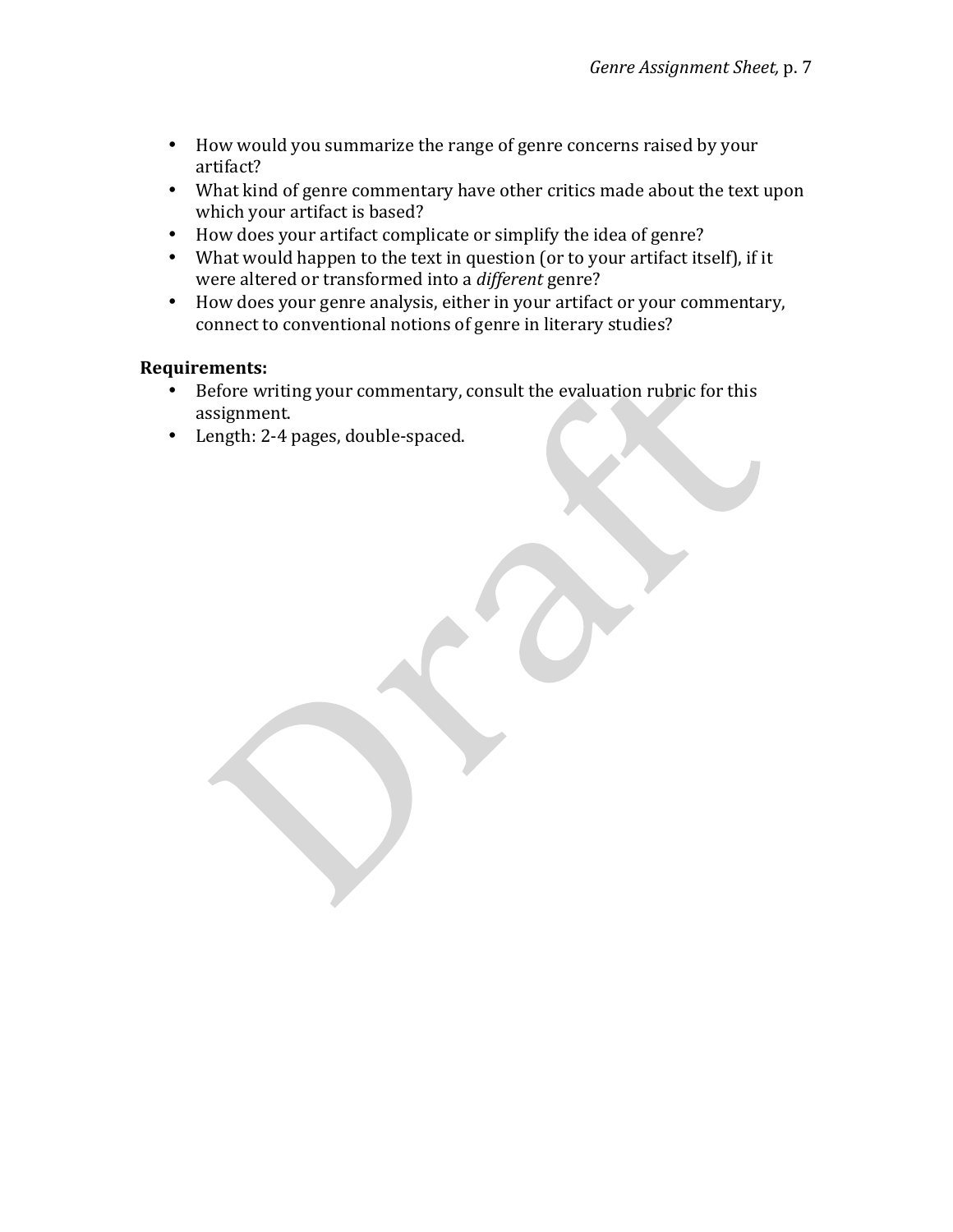- How would you summarize the range of genre concerns raised by your artifact?
- What kind of genre commentary have other critics made about the text upon which your artifact is based?
- How does your artifact complicate or simplify the idea of genre?
- What would happen to the text in question (or to your artifact itself), if it were altered or transformed into a *different* genre?
- How does your genre analysis, either in your artifact or your commentary, connect to conventional notions of genre in literary studies?

**Requirements:**

- Before writing your commentary, consult the evaluation rubric for this assignment.
- Length: 2-4 pages, double-spaced.